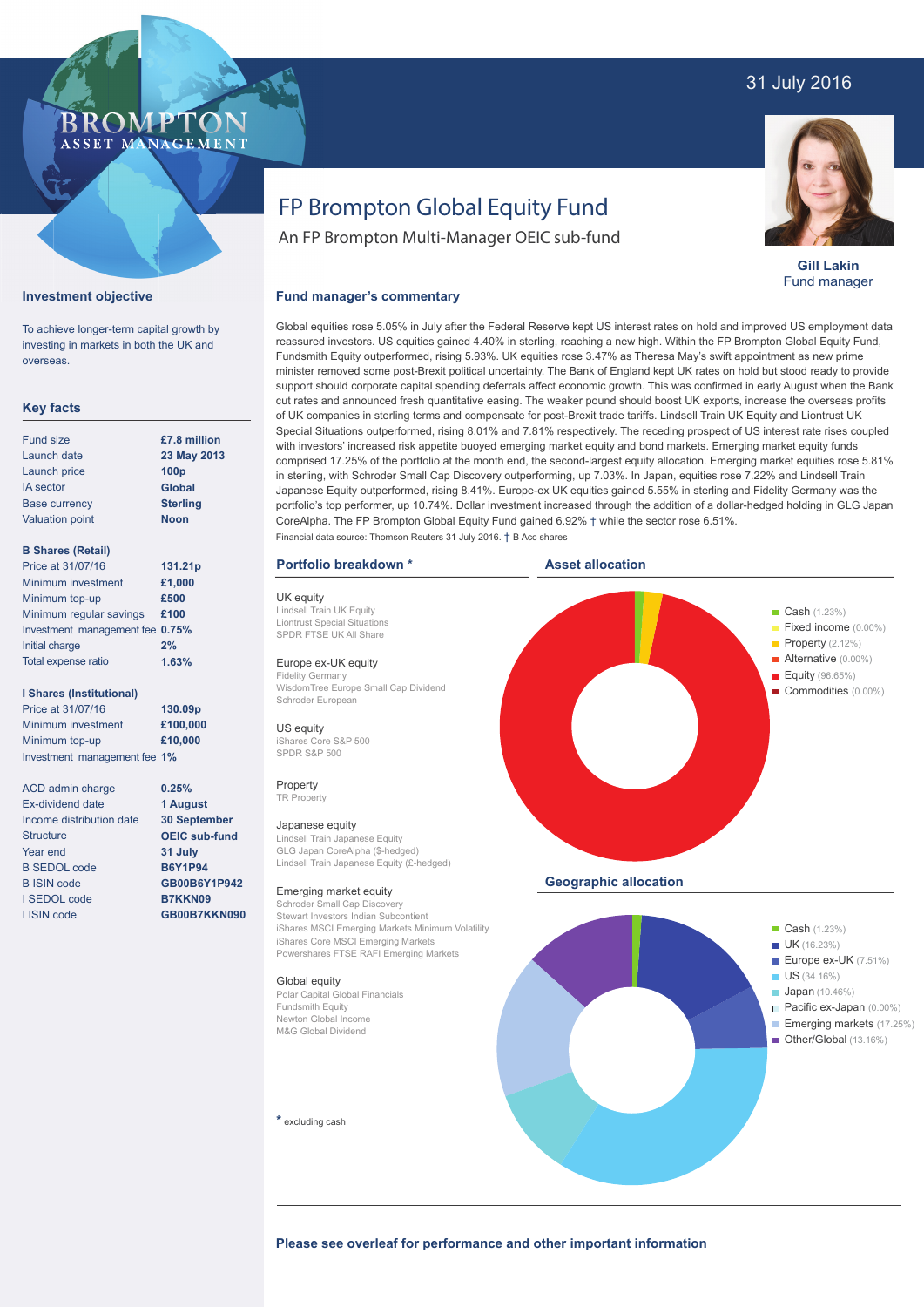31 July 2016

BROMPTON
ASSET MANAGEMENT

# FP Brompton Global Equity Fund

An FP Brompton Multi-Manager OEIC sub-fund

**Gill Lakin**
Fund manager

## Investment objective

To achieve longer-term capital growth by investing in markets in both the UK and overseas.

## Key facts

| | |
|---|---|
| Fund size | **£7.8 million** |
| Launch date | **23 May 2013** |
| Launch price | **100p** |
| IA sector | **Global** |
| Base currency | **Sterling** |
| Valuation point | **Noon** |

**B Shares (Retail)**

| | |
|---|---|
| Price at 31/07/16 | **131.21p** |
| Minimum investment | **£1,000** |
| Minimum top-up | **£500** |
| Minimum regular savings | **£100** |
| Investment management fee | **0.75%** |
| Initial charge | **2%** |
| Total expense ratio | **1.63%** |

**I Shares (Institutional)**

| | |
|---|---|
| Price at 31/07/16 | **130.09p** |
| Minimum investment | **£100,000** |
| Minimum top-up | **£10,000** |
| Investment management fee | **1%** |

| | |
|---|---|
| ACD admin charge | **0.25%** |
| Ex-dividend date | **1 August** |
| Income distribution date | **30 September** |
| Structure | **OEIC sub-fund** |
| Year end | **31 July** |
| B SEDOL code | **B6Y1P94** |
| B ISIN code | **GB00B6Y1P942** |
| I SEDOL code | **B7KKN09** |
| I ISIN code | **GB00B7KKN090** |

## Fund manager's commentary

Global equities rose 5.05% in July after the Federal Reserve kept US interest rates on hold and improved US employment data reassured investors. US equities gained 4.40% in sterling, reaching a new high. Within the FP Brompton Global Equity Fund, Fundsmith Equity outperformed, rising 5.93%. UK equities rose 3.47% as Theresa May's swift appointment as new prime minister removed some post-Brexit political uncertainty. The Bank of England kept UK rates on hold but stood ready to provide support should corporate capital spending deferrals affect economic growth. This was confirmed in early August when the Bank cut rates and announced fresh quantitative easing. The weaker pound should boost UK exports, increase the overseas profits of UK companies in sterling terms and compensate for post-Brexit trade tariffs. Lindsell Train UK Equity and Liontrust UK Special Situations outperformed, rising 8.01% and 7.81% respectively. The receding prospect of US interest rate rises coupled with investors' increased risk appetite buoyed emerging market equity and bond markets. Emerging market equity funds comprised 17.25% of the portfolio at the month end, the second-largest equity allocation. Emerging market equities rose 5.81% in sterling, with Schroder Small Cap Discovery outperforming, up 7.03%. In Japan, equities rose 7.22% and Lindsell Train Japanese Equity outperformed, rising 8.41%. Europe-ex UK equities gained 5.55% in sterling and Fidelity Germany was the portfolio's top performer, up 10.74%. Dollar investment increased through the addition of a dollar-hedged holding in GLG Japan CoreAlpha. The FP Brompton Global Equity Fund gained 6.92% † while the sector rose 6.51%.

Financial data source: Thomson Reuters 31 July 2016. † B Acc shares

## Portfolio breakdown *

**UK equity**
- Lindsell Train UK Equity
- Liontrust Special Situations
- SPDR FTSE UK All Share

**Europe ex-UK equity**
- Fidelity Germany
- WisdomTree Europe Small Cap Dividend
- Schroder European

**US equity**
- iShares Core S&P 500
- SPDR S&P 500

**Property**
- TR Property

**Japanese equity**
- Lindsell Train Japanese Equity
- GLG Japan CoreAlpha ($-hedged)
- Lindsell Train Japanese Equity (£-hedged)

**Emerging market equity**
- Schroder Small Cap Discovery
- Stewart Investors Indian Subcontinent
- iShares MSCI Emerging Markets Minimum Volatility
- iShares Core MSCI Emerging Markets
- Powershares FTSE RAFI Emerging Markets

**Global equity**
- Polar Capital Global Financials
- Fundsmith Equity
- Newton Global Income
- M&G Global Dividend

* excluding cash

## Asset allocation

- Cash (1.23%)
- Fixed income (0.00%)
- Property (2.12%)
- Alternative (0.00%)
- Equity (96.65%)
- Commodities (0.00%)

## Geographic allocation

- Cash (1.23%)
- UK (16.23%)
- Europe ex-UK (7.51%)
- US (34.16%)
- Japan (10.46%)
- Pacific ex-Japan (0.00%)
- Emerging markets (17.25%)
- Other/Global (13.16%)

**Please see overleaf for performance and other important information**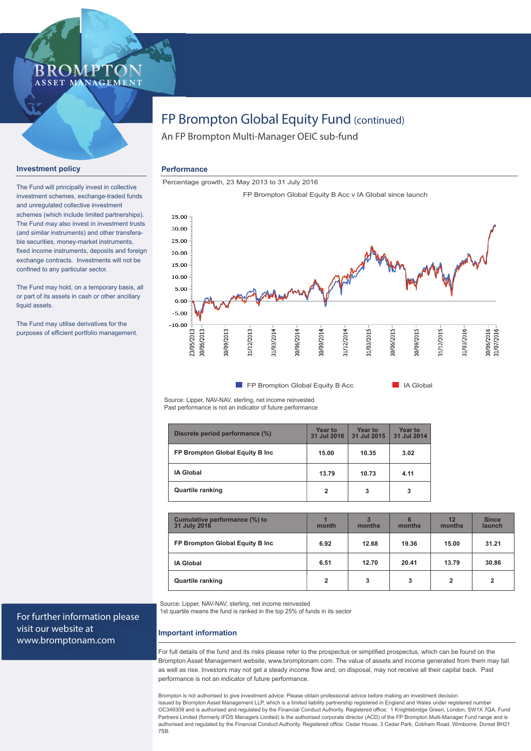BROMPTON
ASSET MANAGEMENT

# FP Brompton Global Equity Fund (continued)

An FP Brompton Multi-Manager OEIC sub-fund

## Investment policy

The Fund will principally invest in collective investment schemes, exchange-traded funds and unregulated collective investment schemes (which include limited partnerships). The Fund may also invest in investment trusts (and similar instruments) and other transferable securities, money-market instruments, fixed income instruments, deposits and foreign exchange contracts. Investments will not be confined to any particular sector.

The Fund may hold, on a temporary basis, all or part of its assets in cash or other ancillary liquid assets.

The Fund may utilise derivatives for the purposes of efficient portfolio management.

## Performance

Percentage growth, 23 May 2013 to 31 July 2016

FP Brompton Global Equity B Acc v IA Global since launch

35.00
30.00
25.00
20.00
15.00
10.00
5.00
0.00
-5.00
-10.00

23/05/2013 30/06/2013 30/09/2013 31/12/2013 31/03/2014 30/06/2014 30/09/2014 31/12/2014 31/03/2015 30/06/2015 30/09/2015 31/12/2015 31/03/2016 30/06/2016 31/07/2016

FP Brompton Global Equity B Acc
IA Global

Source: Lipper, NAV-NAV, sterling, net income reinvested
Past performance is not an indicator of future performance

| Discrete period performance (%) | Year to 31 Jul 2016 | Year to 31 Jul 2015 | Year to 31 Jul 2014 |
|---|---|---|---|
| **FP Brompton Global Equity B Inc** | 15.00 | 10.35 | 3.02 |
| **IA Global** | 13.79 | 10.73 | 4.11 |
| **Quartile ranking** | 2 | 3 | 3 |

| Cumulative performance (%) to 31 July 2016 | 1 month | 3 months | 6 months | 12 months | Since launch |
|---|---|---|---|---|---|
| **FP Brompton Global Equity B Inc** | 6.92 | 12.68 | 19.36 | 15.00 | 31.21 |
| **IA Global** | 6.51 | 12.70 | 20.41 | 13.79 | 30.86 |
| **Quartile ranking** | 2 | 3 | 3 | 2 | 2 |

Source: Lipper, NAV-NAV, sterling, net income reinvested
1st quartile means the fund is ranked in the top 25% of funds in its sector

For further information please visit our website at www.bromptonam.com

## Important information

For full details of the fund and its risks please refer to the prospectus or simplified prospectus, which can be found on the Brompton Asset Management website, www.bromptonam.com. The value of assets and income generated from them may fall as well as rise. Investors may not get a steady income flow and, on disposal, may not receive all their capital back. Past performance is not an indicator of future performance.

Brompton is not authorised to give investment advice. Please obtain professional advice before making an investment decision.
Issued by Brompton Asset Management LLP, which is a limited liability partnership registered in England and Wales under registered number OC349309 and is authorised and regulated by the Financial Conduct Authority. Registered office: 1 Knightsbridge Green, London, SW1X 7QA. Fund Partners Limited (formerly IFDS Managers Limited) is the authorised corporate director (ACD) of the FP Brompton Multi-Manager Fund range and is authorised and regulated by the Financial Conduct Authority. Registered office: Cedar House, 3 Cedar Park, Cobham Road, Wimborne, Dorset BH21 7SB.